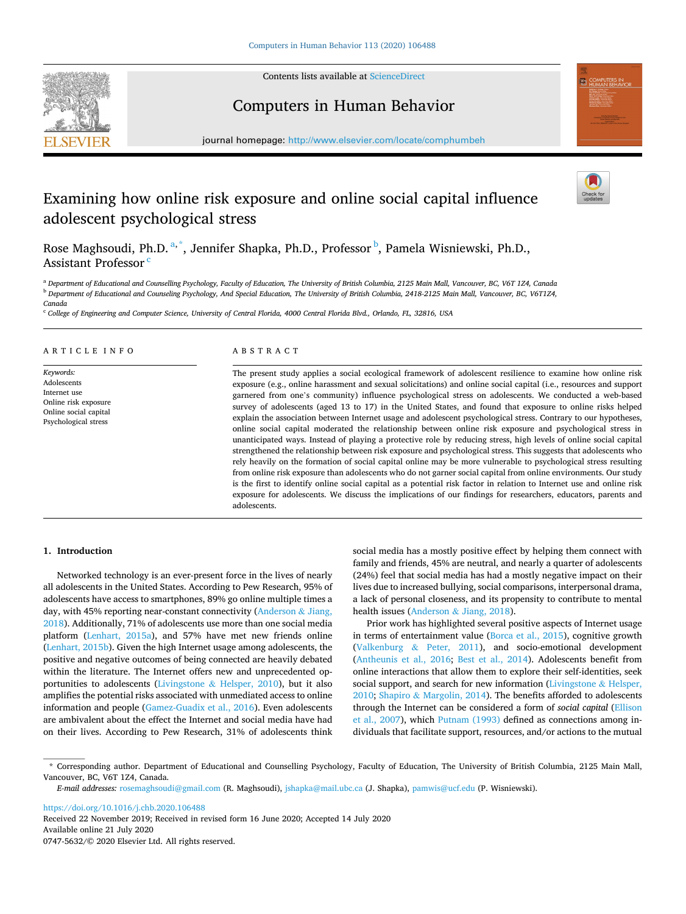# Examining how online risk exposure and online social capital influence adolescent psychological stress

Rose Maghsoudi, Ph.D.[a,*], Jennifer Shapka, Ph.D., Professor[b], Pamela Wisniewski, Ph.D., Assistant Professor[c]

[a] Department of Educational and Counselling Psychology, Faculty of Education, The University of British Columbia, 2125 Main Mall, Vancouver, BC, V6T 1Z4, Canada

[b] Department of Educational and Counseling Psychology, And Special Education, The University of British Columbia, 2418-2125 Main Mall, Vancouver, BC, V6T1Z4, Canada

[c] College of Engineering and Computer Science, University of Central Florida, 4000 Central Florida Blvd., Orlando, FL, 32816, USA

## ARTICLE INFO

*Keywords:*
Adolescents
Internet use
Online risk exposure
Online social capital
Psychological stress

## ABSTRACT

The present study applies a social ecological framework of adolescent resilience to examine how online risk exposure (e.g., online harassment and sexual solicitations) and online social capital (i.e., resources and support garnered from one's community) influence psychological stress on adolescents. We conducted a web-based survey of adolescents (aged 13 to 17) in the United States, and found that exposure to online risks helped explain the association between Internet usage and adolescent psychological stress. Contrary to our hypotheses, online social capital moderated the relationship between online risk exposure and psychological stress in unanticipated ways. Instead of playing a protective role by reducing stress, high levels of online social capital strengthened the relationship between risk exposure and psychological stress. This suggests that adolescents who rely heavily on the formation of social capital online may be more vulnerable to psychological stress resulting from online risk exposure than adolescents who do not garner social capital from online environments. Our study is the first to identify online social capital as a potential risk factor in relation to Internet use and online risk exposure for adolescents. We discuss the implications of our findings for researchers, educators, parents and adolescents.

## 1. Introduction

Networked technology is an ever-present force in the lives of nearly all adolescents in the United States. According to Pew Research, 95% of adolescents have access to smartphones, 89% go online multiple times a day, with 45% reporting near-constant connectivity (Anderson & Jiang, 2018). Additionally, 71% of adolescents use more than one social media platform (Lenhart, 2015a), and 57% have met new friends online (Lenhart, 2015b). Given the high Internet usage among adolescents, the positive and negative outcomes of being connected are heavily debated within the literature. The Internet offers new and unprecedented opportunities to adolescents (Livingstone & Helsper, 2010), but it also amplifies the potential risks associated with unmediated access to online information and people (Gamez-Guadix et al., 2016). Even adolescents are ambivalent about the effect the Internet and social media have had on their lives. According to Pew Research, 31% of adolescents think social media has a mostly positive effect by helping them connect with family and friends, 45% are neutral, and nearly a quarter of adolescents (24%) feel that social media has had a mostly negative impact on their lives due to increased bullying, social comparisons, interpersonal drama, a lack of personal closeness, and its propensity to contribute to mental health issues (Anderson & Jiang, 2018).

Prior work has highlighted several positive aspects of Internet usage in terms of entertainment value (Borca et al., 2015), cognitive growth (Valkenburg & Peter, 2011), and socio-emotional development (Antheunis et al., 2016; Best et al., 2014). Adolescents benefit from online interactions that allow them to explore their self-identities, seek social support, and search for new information (Livingstone & Helsper, 2010; Shapiro & Margolin, 2014). The benefits afforded to adolescents through the Internet can be considered a form of *social capital* (Ellison et al., 2007), which Putnam (1993) defined as connections among individuals that facilitate support, resources, and/or actions to the mutual

\* Corresponding author. Department of Educational and Counselling Psychology, Faculty of Education, The University of British Columbia, 2125 Main Mall, Vancouver, BC, V6T 1Z4, Canada.

*E-mail addresses:* rosemaghsoudi@gmail.com (R. Maghsoudi), jshapka@mail.ubc.ca (J. Shapka), pamwis@ucf.edu (P. Wisniewski).

https://doi.org/10.1016/j.chb.2020.106488
Received 22 November 2019; Received in revised form 16 June 2020; Accepted 14 July 2020
Available online 21 July 2020
0747-5632/© 2020 Elsevier Ltd. All rights reserved.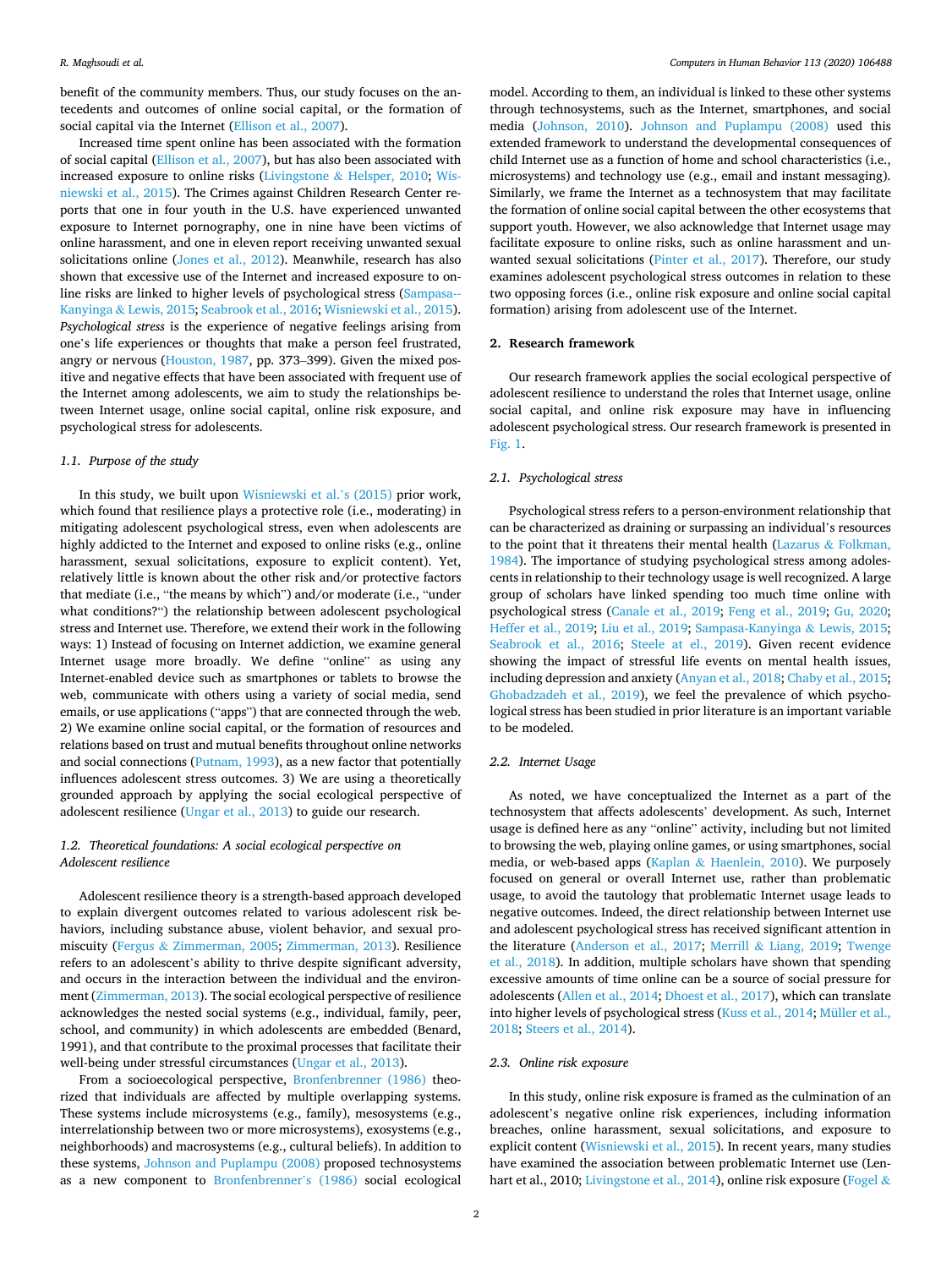benefit of the community members. Thus, our study focuses on the antecedents and outcomes of online social capital, or the formation of social capital via the Internet (Ellison et al., 2007).

Increased time spent online has been associated with the formation of social capital (Ellison et al., 2007), but has also been associated with increased exposure to online risks (Livingstone & Helsper, 2010; Wisniewski et al., 2015). The Crimes against Children Research Center reports that one in four youth in the U.S. have experienced unwanted exposure to Internet pornography, one in nine have been victims of online harassment, and one in eleven report receiving unwanted sexual solicitations online (Jones et al., 2012). Meanwhile, research has also shown that excessive use of the Internet and increased exposure to online risks are linked to higher levels of psychological stress (Sampasa-Kanyinga & Lewis, 2015; Seabrook et al., 2016; Wisniewski et al., 2015). *Psychological stress* is the experience of negative feelings arising from one's life experiences or thoughts that make a person feel frustrated, angry or nervous (Houston, 1987, pp. 373–399). Given the mixed positive and negative effects that have been associated with frequent use of the Internet among adolescents, we aim to study the relationships between Internet usage, online social capital, online risk exposure, and psychological stress for adolescents.

### 1.1. Purpose of the study

In this study, we built upon Wisniewski et al.'s (2015) prior work, which found that resilience plays a protective role (i.e., moderating) in mitigating adolescent psychological stress, even when adolescents are highly addicted to the Internet and exposed to online risks (e.g., online harassment, sexual solicitations, exposure to explicit content). Yet, relatively little is known about the other risk and/or protective factors that mediate (i.e., "the means by which") and/or moderate (i.e., "under what conditions?") the relationship between adolescent psychological stress and Internet use. Therefore, we extend their work in the following ways: 1) Instead of focusing on Internet addiction, we examine general Internet usage more broadly. We define "online" as using any Internet-enabled device such as smartphones or tablets to browse the web, communicate with others using a variety of social media, send emails, or use applications ("apps") that are connected through the web. 2) We examine online social capital, or the formation of resources and relations based on trust and mutual benefits throughout online networks and social connections (Putnam, 1993), as a new factor that potentially influences adolescent stress outcomes. 3) We are using a theoretically grounded approach by applying the social ecological perspective of adolescent resilience (Ungar et al., 2013) to guide our research.

### 1.2. Theoretical foundations: A social ecological perspective on Adolescent resilience

Adolescent resilience theory is a strength-based approach developed to explain divergent outcomes related to various adolescent risk behaviors, including substance abuse, violent behavior, and sexual promiscuity (Fergus & Zimmerman, 2005; Zimmerman, 2013). Resilience refers to an adolescent's ability to thrive despite significant adversity, and occurs in the interaction between the individual and the environment (Zimmerman, 2013). The social ecological perspective of resilience acknowledges the nested social systems (e.g., individual, family, peer, school, and community) in which adolescents are embedded (Benard, 1991), and that contribute to the proximal processes that facilitate their well-being under stressful circumstances (Ungar et al., 2013).

From a socioecological perspective, Bronfenbrenner (1986) theorized that individuals are affected by multiple overlapping systems. These systems include microsystems (e.g., family), mesosystems (e.g., interrelationship between two or more microsystems), exosystems (e.g., neighborhoods) and macrosystems (e.g., cultural beliefs). In addition to these systems, Johnson and Puplampu (2008) proposed technosystems as a new component to Bronfenbrenner's (1986) social ecological model. According to them, an individual is linked to these other systems through technosystems, such as the Internet, smartphones, and social media (Johnson, 2010). Johnson and Puplampu (2008) used this extended framework to understand the developmental consequences of child Internet use as a function of home and school characteristics (i.e., microsystems) and technology use (e.g., email and instant messaging). Similarly, we frame the Internet as a technosystem that may facilitate the formation of online social capital between the other ecosystems that support youth. However, we also acknowledge that Internet usage may facilitate exposure to online risks, such as online harassment and unwanted sexual solicitations (Pinter et al., 2017). Therefore, our study examines adolescent psychological stress outcomes in relation to these two opposing forces (i.e., online risk exposure and online social capital formation) arising from adolescent use of the Internet.

## 2. Research framework

Our research framework applies the social ecological perspective of adolescent resilience to understand the roles that Internet usage, online social capital, and online risk exposure may have in influencing adolescent psychological stress. Our research framework is presented in Fig. 1.

### 2.1. Psychological stress

Psychological stress refers to a person-environment relationship that can be characterized as draining or surpassing an individual's resources to the point that it threatens their mental health (Lazarus & Folkman, 1984). The importance of studying psychological stress among adolescents in relationship to their technology usage is well recognized. A large group of scholars have linked spending too much time online with psychological stress (Canale et al., 2019; Feng et al., 2019; Gu, 2020; Heffer et al., 2019; Liu et al., 2019; Sampasa-Kanyinga & Lewis, 2015; Seabrook et al., 2016; Steele at el., 2019). Given recent evidence showing the impact of stressful life events on mental health issues, including depression and anxiety (Anyan et al., 2018; Chaby et al., 2015; Ghobadzadeh et al., 2019), we feel the prevalence of which psychological stress has been studied in prior literature is an important variable to be modeled.

### 2.2. Internet Usage

As noted, we have conceptualized the Internet as a part of the technosystem that affects adolescents' development. As such, Internet usage is defined here as any "online" activity, including but not limited to browsing the web, playing online games, or using smartphones, social media, or web-based apps (Kaplan & Haenlein, 2010). We purposely focused on general or overall Internet use, rather than problematic usage, to avoid the tautology that problematic Internet usage leads to negative outcomes. Indeed, the direct relationship between Internet use and adolescent psychological stress has received significant attention in the literature (Anderson et al., 2017; Merrill & Liang, 2019; Twenge et al., 2018). In addition, multiple scholars have shown that spending excessive amounts of time online can be a source of social pressure for adolescents (Allen et al., 2014; Dhoest et al., 2017), which can translate into higher levels of psychological stress (Kuss et al., 2014; Müller et al., 2018; Steers et al., 2014).

### 2.3. Online risk exposure

In this study, online risk exposure is framed as the culmination of an adolescent's negative online risk experiences, including information breaches, online harassment, sexual solicitations, and exposure to explicit content (Wisniewski et al., 2015). In recent years, many studies have examined the association between problematic Internet use (Lenhart et al., 2010; Livingstone et al., 2014), online risk exposure (Fogel &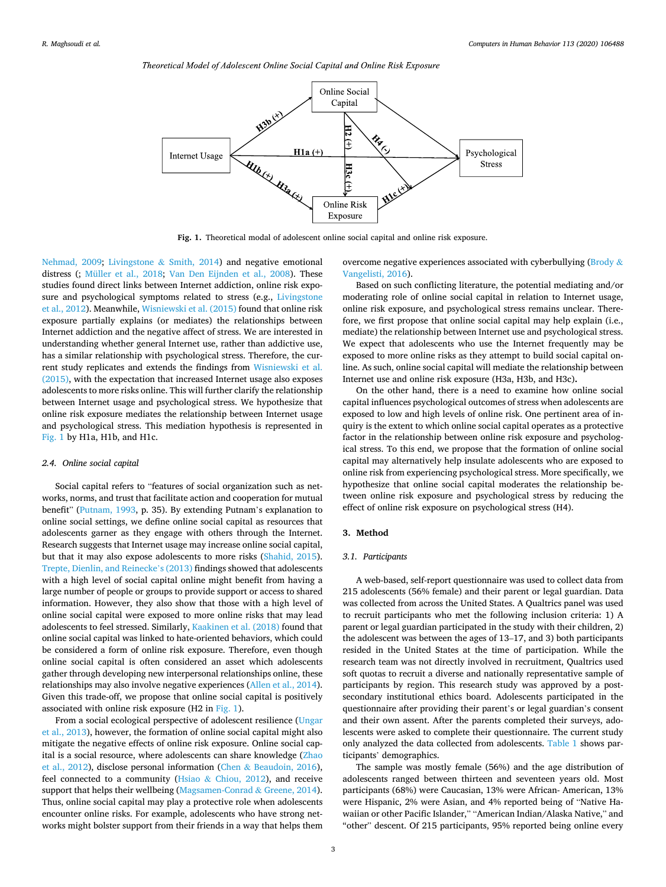*Theoretical Model of Adolescent Online Social Capital and Online Risk Exposure*

**Fig. 1.** Theoretical modal of adolescent online social capital and online risk exposure.

Nehmad, 2009; Livingstone & Smith, 2014) and negative emotional distress (; Müller et al., 2018; Van Den Eijnden et al., 2008). These studies found direct links between Internet addiction, online risk exposure and psychological symptoms related to stress (e.g., Livingstone et al., 2012). Meanwhile, Wisniewski et al. (2015) found that online risk exposure partially explains (or mediates) the relationships between Internet addiction and the negative affect of stress. We are interested in understanding whether general Internet use, rather than addictive use, has a similar relationship with psychological stress. Therefore, the current study replicates and extends the findings from Wisniewski et al. (2015), with the expectation that increased Internet usage also exposes adolescents to more risks online. This will further clarify the relationship between Internet usage and psychological stress. We hypothesize that online risk exposure mediates the relationship between Internet usage and psychological stress. This mediation hypothesis is represented in Fig. 1 by H1a, H1b, and H1c.

### 2.4. Online social capital

Social capital refers to "features of social organization such as networks, norms, and trust that facilitate action and cooperation for mutual benefit" (Putnam, 1993, p. 35). By extending Putnam's explanation to online social settings, we define online social capital as resources that adolescents garner as they engage with others through the Internet. Research suggests that Internet usage may increase online social capital, but that it may also expose adolescents to more risks (Shahid, 2015). Trepte, Dienlin, and Reinecke's (2013) findings showed that adolescents with a high level of social capital online might benefit from having a large number of people or groups to provide support or access to shared information. However, they also show that those with a high level of online social capital were exposed to more online risks that may lead adolescents to feel stressed. Similarly, Kaakinen et al. (2018) found that online social capital was linked to hate-oriented behaviors, which could be considered a form of online risk exposure. Therefore, even though online social capital is often considered an asset which adolescents gather through developing new interpersonal relationships online, these relationships may also involve negative experiences (Allen et al., 2014). Given this trade-off, we propose that online social capital is positively associated with online risk exposure (H2 in Fig. 1).

From a social ecological perspective of adolescent resilience (Ungar et al., 2013), however, the formation of online social capital might also mitigate the negative effects of online risk exposure. Online social capital is a social resource, where adolescents can share knowledge (Zhao et al., 2012), disclose personal information (Chen & Beaudoin, 2016), feel connected to a community (Hsiao & Chiou, 2012), and receive support that helps their wellbeing (Magsamen-Conrad & Greene, 2014). Thus, online social capital may play a protective role when adolescents encounter online risks. For example, adolescents who have strong networks might bolster support from their friends in a way that helps them overcome negative experiences associated with cyberbullying (Brody & Vangelisti, 2016).

Based on such conflicting literature, the potential mediating and/or moderating role of online social capital in relation to Internet usage, online risk exposure, and psychological stress remains unclear. Therefore, we first propose that online social capital may help explain (i.e., mediate) the relationship between Internet use and psychological stress. We expect that adolescents who use the Internet frequently may be exposed to more online risks as they attempt to build social capital online. As such, online social capital will mediate the relationship between Internet use and online risk exposure (H3a, H3b, and H3c).

On the other hand, there is a need to examine how online social capital influences psychological outcomes of stress when adolescents are exposed to low and high levels of online risk. One pertinent area of inquiry is the extent to which online social capital operates as a protective factor in the relationship between online risk exposure and psychological stress. To this end, we propose that the formation of online social capital may alternatively help insulate adolescents who are exposed to online risk from experiencing psychological stress. More specifically, we hypothesize that online social capital moderates the relationship between online risk exposure and psychological stress by reducing the effect of online risk exposure on psychological stress (H4).

## 3. Method

### 3.1. Participants

A web-based, self-report questionnaire was used to collect data from 215 adolescents (56% female) and their parent or legal guardian. Data was collected from across the United States. A Qualtrics panel was used to recruit participants who met the following inclusion criteria: 1) A parent or legal guardian participated in the study with their children, 2) the adolescent was between the ages of 13–17, and 3) both participants resided in the United States at the time of participation. While the research team was not directly involved in recruitment, Qualtrics used soft quotas to recruit a diverse and nationally representative sample of participants by region. This research study was approved by a post-secondary institutional ethics board. Adolescents participated in the questionnaire after providing their parent's or legal guardian's consent and their own assent. After the parents completed their surveys, adolescents were asked to complete their questionnaire. The current study only analyzed the data collected from adolescents. Table 1 shows participants' demographics.

The sample was mostly female (56%) and the age distribution of adolescents ranged between thirteen and seventeen years old. Most participants (68%) were Caucasian, 13% were African- American, 13% were Hispanic, 2% were Asian, and 4% reported being of "Native Hawaiian or other Pacific Islander," "American Indian/Alaska Native," and "other" descent. Of 215 participants, 95% reported being online every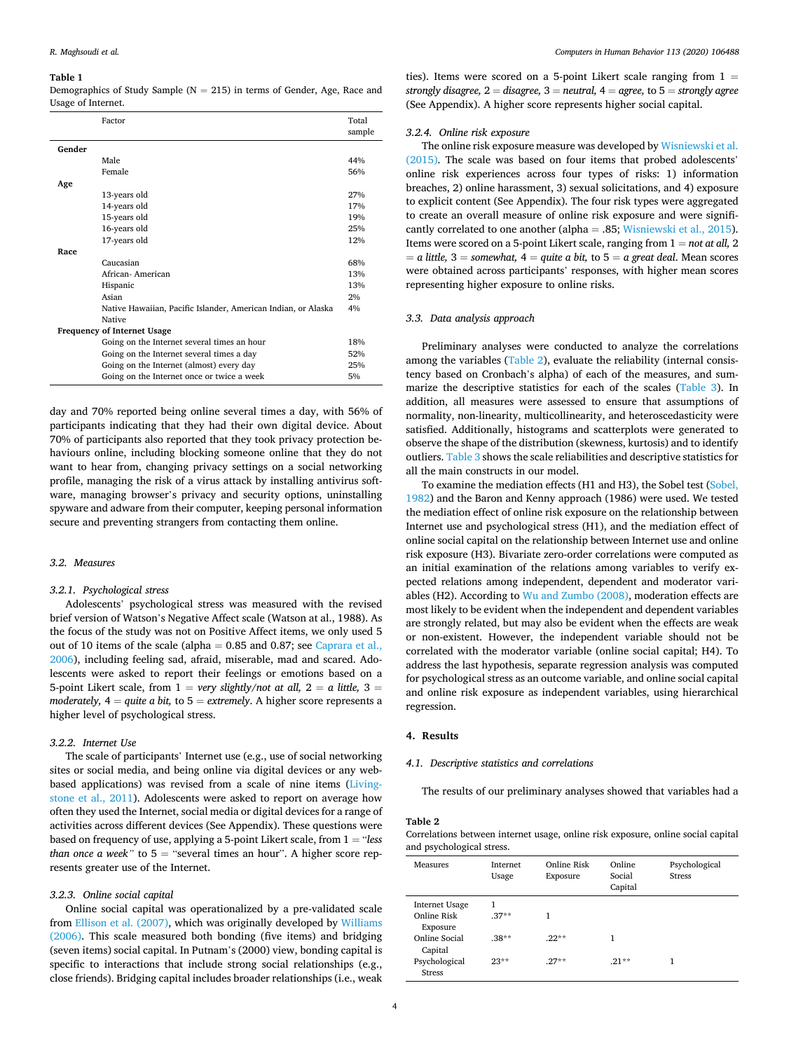**Table 1**
Demographics of Study Sample (N = 215) in terms of Gender, Age, Race and Usage of Internet.

| Factor | | Total sample |
|---|---|---|
| **Gender** | | |
| | Male | 44% |
| | Female | 56% |
| **Age** | | |
| | 13-years old | 27% |
| | 14-years old | 17% |
| | 15-years old | 19% |
| | 16-years old | 25% |
| | 17-years old | 12% |
| **Race** | | |
| | Caucasian | 68% |
| | African- American | 13% |
| | Hispanic | 13% |
| | Asian | 2% |
| | Native Hawaiian, Pacific Islander, American Indian, or Alaska Native | 4% |
| **Frequency of Internet Usage** | | |
| | Going on the Internet several times an hour | 18% |
| | Going on the Internet several times a day | 52% |
| | Going on the Internet (almost) every day | 25% |
| | Going on the Internet once or twice a week | 5% |

day and 70% reported being online several times a day, with 56% of participants indicating that they had their own digital device. About 70% of participants also reported that they took privacy protection behaviours online, including blocking someone online that they do not want to hear from, changing privacy settings on a social networking profile, managing the risk of a virus attack by installing antivirus software, managing browser's privacy and security options, uninstalling spyware and adware from their computer, keeping personal information secure and preventing strangers from contacting them online.

### 3.2. Measures

#### 3.2.1. Psychological stress

Adolescents' psychological stress was measured with the revised brief version of Watson's Negative Affect scale (Watson at al., 1988). As the focus of the study was not on Positive Affect items, we only used 5 out of 10 items of the scale (alpha = 0.85 and 0.87; see Caprara et al., 2006), including feeling sad, afraid, miserable, mad and scared. Adolescents were asked to report their feelings or emotions based on a 5-point Likert scale, from 1 = *very slightly/not at all,* 2 = *a little,* 3 = *moderately,* 4 = *quite a bit,* to 5 = *extremely*. A higher score represents a higher level of psychological stress.

#### 3.2.2. Internet Use

The scale of participants' Internet use (e.g., use of social networking sites or social media, and being online via digital devices or any web-based applications) was revised from a scale of nine items (Livingstone et al., 2011). Adolescents were asked to report on average how often they used the Internet, social media or digital devices for a range of activities across different devices (See Appendix). These questions were based on frequency of use, applying a 5-point Likert scale, from 1 = "*less than once a week*" to 5 = "several times an hour". A higher score represents greater use of the Internet.

#### 3.2.3. Online social capital

Online social capital was operationalized by a pre-validated scale from Ellison et al. (2007), which was originally developed by Williams (2006). This scale measured both bonding (five items) and bridging (seven items) social capital. In Putnam's (2000) view, bonding capital is specific to interactions that include strong social relationships (e.g., close friends). Bridging capital includes broader relationships (i.e., weak ties). Items were scored on a 5-point Likert scale ranging from 1 = *strongly disagree,* 2 = *disagree,* 3 = *neutral,* 4 = *agree,* to 5 = *strongly agree* (See Appendix). A higher score represents higher social capital.

#### 3.2.4. Online risk exposure

The online risk exposure measure was developed by Wisniewski et al. (2015). The scale was based on four items that probed adolescents' online risk experiences across four types of risks: 1) information breaches, 2) online harassment, 3) sexual solicitations, and 4) exposure to explicit content (See Appendix). The four risk types were aggregated to create an overall measure of online risk exposure and were significantly correlated to one another (alpha = .85; Wisniewski et al., 2015). Items were scored on a 5-point Likert scale, ranging from 1 = *not at all,* 2 = *a little,* 3 = *somewhat,* 4 = *quite a bit,* to 5 = *a great deal*. Mean scores were obtained across participants' responses, with higher mean scores representing higher exposure to online risks.

### 3.3. Data analysis approach

Preliminary analyses were conducted to analyze the correlations among the variables (Table 2), evaluate the reliability (internal consistency based on Cronbach's alpha) of each of the measures, and summarize the descriptive statistics for each of the scales (Table 3). In addition, all measures were assessed to ensure that assumptions of normality, non-linearity, multicollinearity, and heteroscedasticity were satisfied. Additionally, histograms and scatterplots were generated to observe the shape of the distribution (skewness, kurtosis) and to identify outliers. Table 3 shows the scale reliabilities and descriptive statistics for all the main constructs in our model.

To examine the mediation effects (H1 and H3), the Sobel test (Sobel, 1982) and the Baron and Kenny approach (1986) were used. We tested the mediation effect of online risk exposure on the relationship between Internet use and psychological stress (H1), and the mediation effect of online social capital on the relationship between Internet use and online risk exposure (H3). Bivariate zero-order correlations were computed as an initial examination of the relations among variables to verify expected relations among independent, dependent and moderator variables (H2). According to Wu and Zumbo (2008), moderation effects are most likely to be evident when the independent and dependent variables are strongly related, but may also be evident when the effects are weak or non-existent. However, the independent variable should not be correlated with the moderator variable (online social capital; H4). To address the last hypothesis, separate regression analysis was computed for psychological stress as an outcome variable, and online social capital and online risk exposure as independent variables, using hierarchical regression.

## 4. Results

### 4.1. Descriptive statistics and correlations

The results of our preliminary analyses showed that variables had a

**Table 2**
Correlations between internet usage, online risk exposure, online social capital and psychological stress.

| Measures | Internet Usage | Online Risk Exposure | Online Social Capital | Psychological Stress |
|---|---|---|---|---|
| Internet Usage | 1 | | | |
| Online Risk Exposure | .37** | 1 | | |
| Online Social Capital | .38** | .22** | 1 | |
| Psychological Stress | 23** | .27** | .21** | 1 |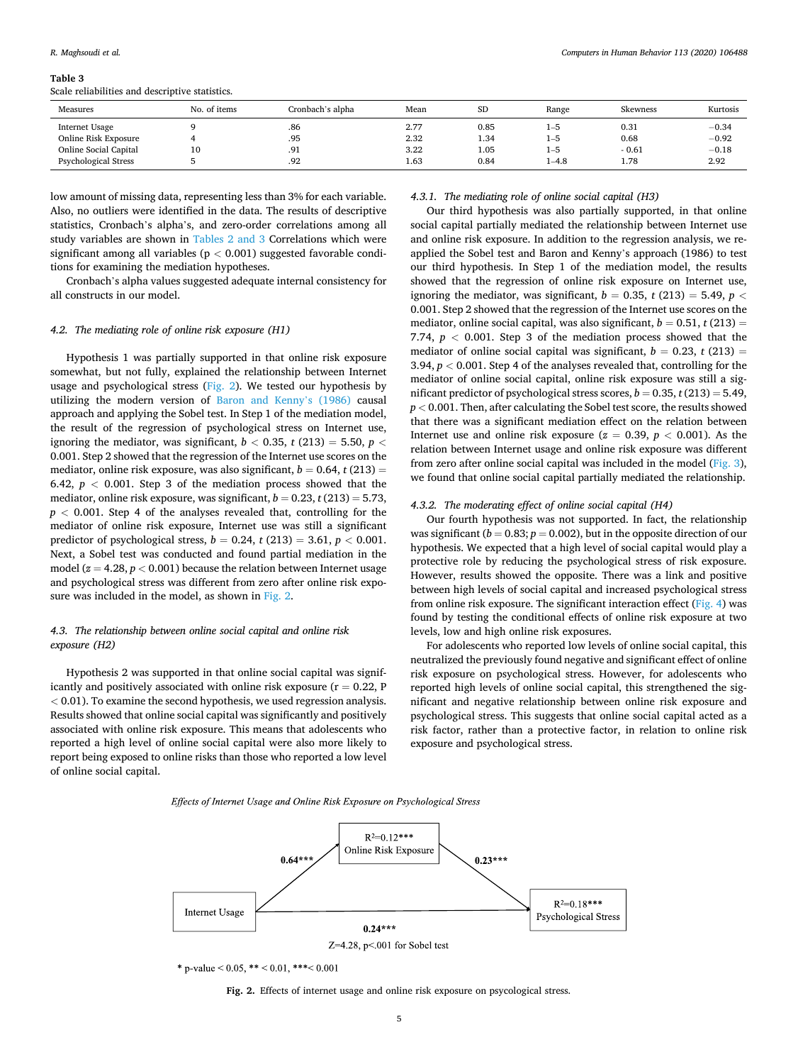**Table 3**
Scale reliabilities and descriptive statistics.

| Measures | No. of items | Cronbach's alpha | Mean | SD | Range | Skewness | Kurtosis |
|---|---|---|---|---|---|---|---|
| Internet Usage | 9 | .86 | 2.77 | 0.85 | 1–5 | 0.31 | −0.34 |
| Online Risk Exposure | 4 | .95 | 2.32 | 1.34 | 1–5 | 0.68 | −0.92 |
| Online Social Capital | 10 | .91 | 3.22 | 1.05 | 1–5 | - 0.61 | −0.18 |
| Psychological Stress | 5 | .92 | 1.63 | 0.84 | 1–4.8 | 1.78 | 2.92 |

low amount of missing data, representing less than 3% for each variable. Also, no outliers were identified in the data. The results of descriptive statistics, Cronbach's alpha's, and zero-order correlations among all study variables are shown in Tables 2 and 3 Correlations which were significant among all variables ($p < 0.001$) suggested favorable conditions for examining the mediation hypotheses.

Cronbach's alpha values suggested adequate internal consistency for all constructs in our model.

### 4.2. The mediating role of online risk exposure (H1)

Hypothesis 1 was partially supported in that online risk exposure somewhat, but not fully, explained the relationship between Internet usage and psychological stress (Fig. 2). We tested our hypothesis by utilizing the modern version of Baron and Kenny's (1986) causal approach and applying the Sobel test. In Step 1 of the mediation model, the result of the regression of psychological stress on Internet use, ignoring the mediator, was significant, $b < 0.35$, $t$ (213) = 5.50, $p < 0.001$. Step 2 showed that the regression of the Internet use scores on the mediator, online risk exposure, was also significant, $b = 0.64$, $t$ (213) = 6.42, $p < 0.001$. Step 3 of the mediation process showed that the mediator, online risk exposure, was significant, $b = 0.23$, $t$ (213) = 5.73, $p < 0.001$. Step 4 of the analyses revealed that, controlling for the mediator of online risk exposure, Internet use was still a significant predictor of psychological stress, $b = 0.24$, $t$ (213) = 3.61, $p < 0.001$. Next, a Sobel test was conducted and found partial mediation in the model ($z = 4.28$, $p < 0.001$) because the relation between Internet usage and psychological stress was different from zero after online risk exposure was included in the model, as shown in Fig. 2.

### 4.3. The relationship between online social capital and online risk exposure (H2)

Hypothesis 2 was supported in that online social capital was significantly and positively associated with online risk exposure ($r = 0.22$, $P < 0.01$). To examine the second hypothesis, we used regression analysis. Results showed that online social capital was significantly and positively associated with online risk exposure. This means that adolescents who reported a high level of online social capital were also more likely to report being exposed to online risks than those who reported a low level of online social capital.

#### 4.3.1. The mediating role of online social capital (H3)

Our third hypothesis was also partially supported, in that online social capital partially mediated the relationship between Internet use and online risk exposure. In addition to the regression analysis, we reapplied the Sobel test and Baron and Kenny's approach (1986) to test our third hypothesis. In Step 1 of the mediation model, the results showed that the regression of online risk exposure on Internet use, ignoring the mediator, was significant, $b = 0.35$, $t$ (213) = 5.49, $p < 0.001$. Step 2 showed that the regression of the Internet use scores on the mediator, online social capital, was also significant, $b = 0.51$, $t$ (213) = 7.74, $p < 0.001$. Step 3 of the mediation process showed that the mediator of online social capital was significant, $b = 0.23$, $t$ (213) = 3.94, $p < 0.001$. Step 4 of the analyses revealed that, controlling for the mediator of online social capital, online risk exposure was still a significant predictor of psychological stress scores, $b = 0.35$, $t$ (213) = 5.49, $p < 0.001$. Then, after calculating the Sobel test score, the results showed that there was a significant mediation effect on the relation between Internet use and online risk exposure ($z = 0.39$, $p < 0.001$). As the relation between Internet usage and online risk exposure was different from zero after online social capital was included in the model (Fig. 3), we found that online social capital partially mediated the relationship.

#### 4.3.2. The moderating effect of online social capital (H4)

Our fourth hypothesis was not supported. In fact, the relationship was significant ($b = 0.83$; $p = 0.002$), but in the opposite direction of our hypothesis. We expected that a high level of social capital would play a protective role by reducing the psychological stress of risk exposure. However, results showed the opposite. There was a link and positive between high levels of social capital and increased psychological stress from online risk exposure. The significant interaction effect (Fig. 4) was found by testing the conditional effects of online risk exposure at two levels, low and high online risk exposures.

For adolescents who reported low levels of online social capital, this neutralized the previously found negative and significant effect of online risk exposure on psychological stress. However, for adolescents who reported high levels of online social capital, this strengthened the significant and negative relationship between online risk exposure and psychological stress. This suggests that online social capital acted as a risk factor, rather than a protective factor, in relation to online risk exposure and psychological stress.

*Effects of Internet Usage and Online Risk Exposure on Psychological Stress*

| Path | Coefficient |
|---|---|
| Internet Usage → Online Risk Exposure ($R^2 = 0.12$***) | 0.64*** |
| Online Risk Exposure → Psychological Stress ($R^2 = 0.18$***) | 0.23*** |
| Internet Usage → Psychological Stress | 0.24*** |

Z=4.28, p<.001 for Sobel test

\* p-value < 0.05, ** < 0.01, ***< 0.001

**Fig. 2.** Effects of internet usage and online risk exposure on psycological stress.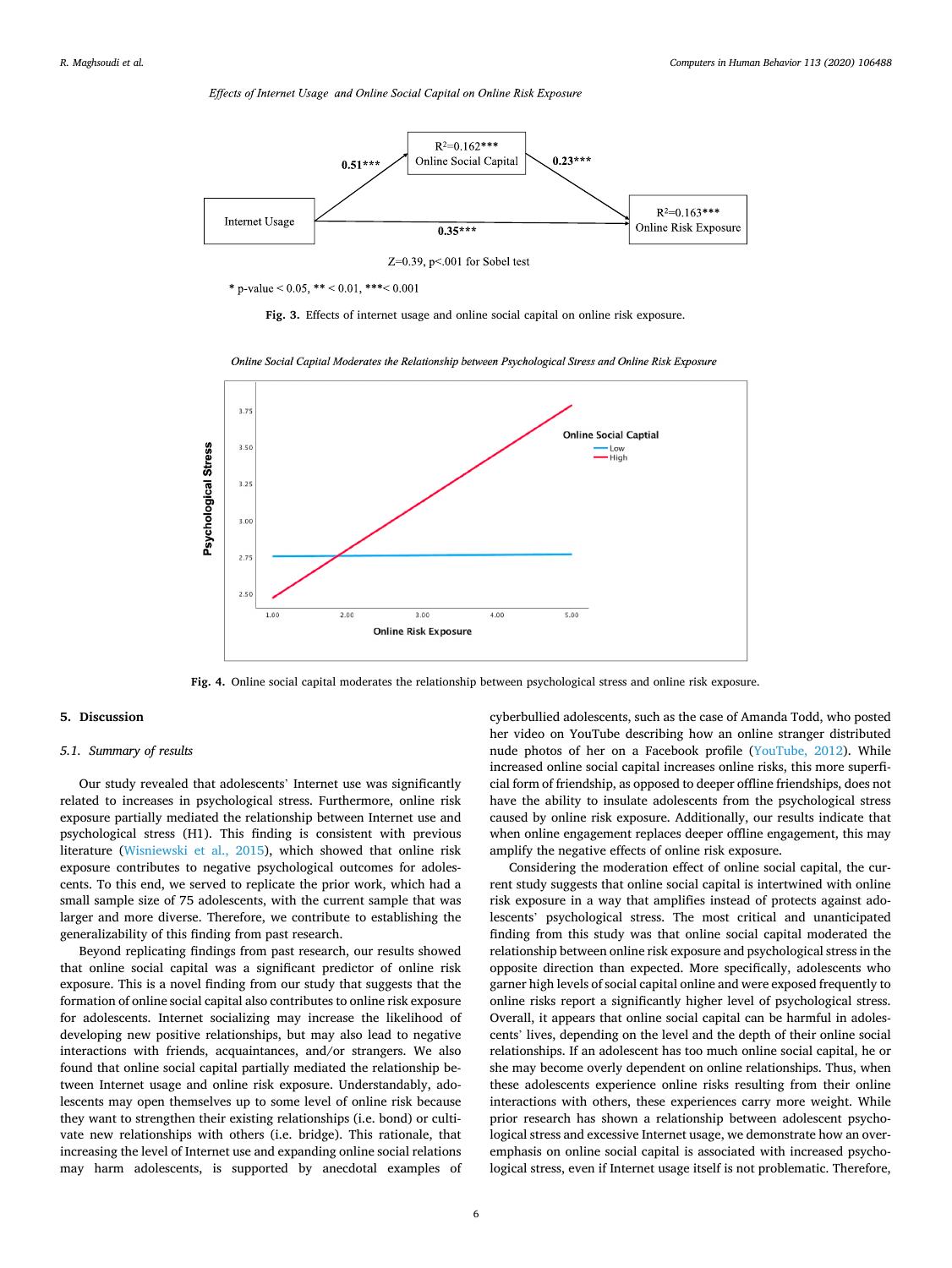*Effects of Internet Usage and Online Social Capital on Online Risk Exposure*

Fig. 3. Effects of internet usage and online social capital on online risk exposure.

*Online Social Capital Moderates the Relationship between Psychological Stress and Online Risk Exposure*

Fig. 4. Online social capital moderates the relationship between psychological stress and online risk exposure.

## 5. Discussion

### 5.1. Summary of results

Our study revealed that adolescents' Internet use was significantly related to increases in psychological stress. Furthermore, online risk exposure partially mediated the relationship between Internet use and psychological stress (H1). This finding is consistent with previous literature (Wisniewski et al., 2015), which showed that online risk exposure contributes to negative psychological outcomes for adolescents. To this end, we served to replicate the prior work, which had a small sample size of 75 adolescents, with the current sample that was larger and more diverse. Therefore, we contribute to establishing the generalizability of this finding from past research.

Beyond replicating findings from past research, our results showed that online social capital was a significant predictor of online risk exposure. This is a novel finding from our study that suggests that the formation of online social capital also contributes to online risk exposure for adolescents. Internet socializing may increase the likelihood of developing new positive relationships, but may also lead to negative interactions with friends, acquaintances, and/or strangers. We also found that online social capital partially mediated the relationship between Internet usage and online risk exposure. Understandably, adolescents may open themselves up to some level of online risk because they want to strengthen their existing relationships (i.e. bond) or cultivate new relationships with others (i.e. bridge). This rationale, that increasing the level of Internet use and expanding online social relations may harm adolescents, is supported by anecdotal examples of cyberbullied adolescents, such as the case of Amanda Todd, who posted her video on YouTube describing how an online stranger distributed nude photos of her on a Facebook profile (YouTube, 2012). While increased online social capital increases online risks, this more superficial form of friendship, as opposed to deeper offline friendships, does not have the ability to insulate adolescents from the psychological stress caused by online risk exposure. Additionally, our results indicate that when online engagement replaces deeper offline engagement, this may amplify the negative effects of online risk exposure.

Considering the moderation effect of online social capital, the current study suggests that online social capital is intertwined with online risk exposure in a way that amplifies instead of protects against adolescents' psychological stress. The most critical and unanticipated finding from this study was that online social capital moderated the relationship between online risk exposure and psychological stress in the opposite direction than expected. More specifically, adolescents who garner high levels of social capital online and were exposed frequently to online risks report a significantly higher level of psychological stress. Overall, it appears that online social capital can be harmful in adolescents' lives, depending on the level and the depth of their online social relationships. If an adolescent has too much online social capital, he or she may become overly dependent on online relationships. Thus, when these adolescents experience online risks resulting from their online interactions with others, these experiences carry more weight. While prior research has shown a relationship between adolescent psychological stress and excessive Internet usage, we demonstrate how an overemphasis on online social capital is associated with increased psychological stress, even if Internet usage itself is not problematic. Therefore,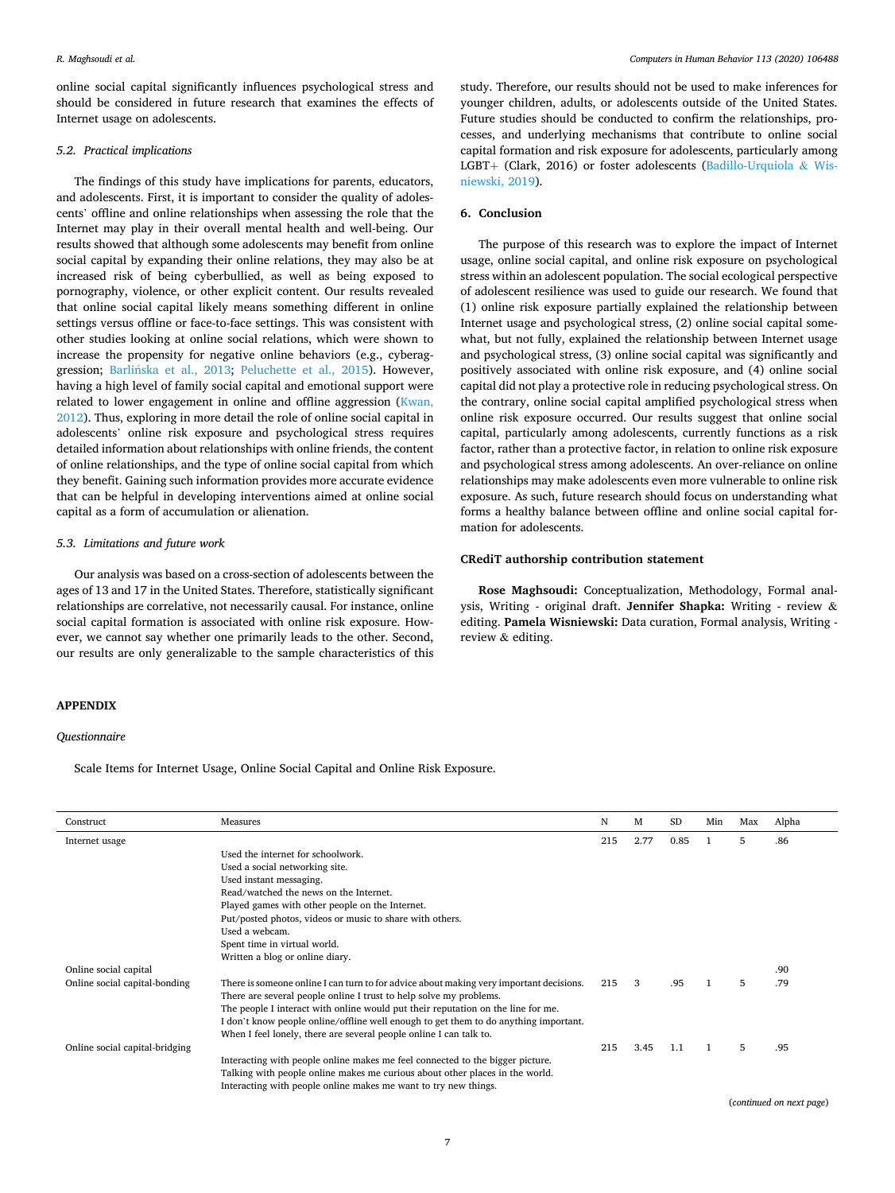online social capital significantly influences psychological stress and should be considered in future research that examines the effects of Internet usage on adolescents.

### 5.2. Practical implications

The findings of this study have implications for parents, educators, and adolescents. First, it is important to consider the quality of adolescents' offline and online relationships when assessing the role that the Internet may play in their overall mental health and well-being. Our results showed that although some adolescents may benefit from online social capital by expanding their online relations, they may also be at increased risk of being cyberbullied, as well as being exposed to pornography, violence, or other explicit content. Our results revealed that online social capital likely means something different in online settings versus offline or face-to-face settings. This was consistent with other studies looking at online social relations, which were shown to increase the propensity for negative online behaviors (e.g., cyberaggression; Barlińska et al., 2013; Peluchette et al., 2015). However, having a high level of family social capital and emotional support were related to lower engagement in online and offline aggression (Kwan, 2012). Thus, exploring in more detail the role of online social capital in adolescents' online risk exposure and psychological stress requires detailed information about relationships with online friends, the content of online relationships, and the type of online social capital from which they benefit. Gaining such information provides more accurate evidence that can be helpful in developing interventions aimed at online social capital as a form of accumulation or alienation.

### 5.3. Limitations and future work

Our analysis was based on a cross-section of adolescents between the ages of 13 and 17 in the United States. Therefore, statistically significant relationships are correlative, not necessarily causal. For instance, online social capital formation is associated with online risk exposure. However, we cannot say whether one primarily leads to the other. Second, our results are only generalizable to the sample characteristics of this study. Therefore, our results should not be used to make inferences for younger children, adults, or adolescents outside of the United States. Future studies should be conducted to confirm the relationships, processes, and underlying mechanisms that contribute to online social capital formation and risk exposure for adolescents, particularly among LGBT+ (Clark, 2016) or foster adolescents (Badillo-Urquiola & Wisniewski, 2019).

## 6. Conclusion

The purpose of this research was to explore the impact of Internet usage, online social capital, and online risk exposure on psychological stress within an adolescent population. The social ecological perspective of adolescent resilience was used to guide our research. We found that (1) online risk exposure partially explained the relationship between Internet usage and psychological stress, (2) online social capital somewhat, but not fully, explained the relationship between Internet usage and psychological stress, (3) online social capital was significantly and positively associated with online risk exposure, and (4) online social capital did not play a protective role in reducing psychological stress. On the contrary, online social capital amplified psychological stress when online risk exposure occurred. Our results suggest that online social capital, particularly among adolescents, currently functions as a risk factor, rather than a protective factor, in relation to online risk exposure and psychological stress among adolescents. An over-reliance on online relationships may make adolescents even more vulnerable to online risk exposure. As such, future research should focus on understanding what forms a healthy balance between offline and online social capital formation for adolescents.

## CRediT authorship contribution statement

**Rose Maghsoudi:** Conceptualization, Methodology, Formal analysis, Writing - original draft. **Jennifer Shapka:** Writing - review & editing. **Pamela Wisniewski:** Data curation, Formal analysis, Writing - review & editing.

## APPENDIX

*Questionnaire*

Scale Items for Internet Usage, Online Social Capital and Online Risk Exposure.

| Construct | Measures | N | M | SD | Min | Max | Alpha |
|---|---|---|---|---|---|---|---|
| Internet usage | | 215 | 2.77 | 0.85 | 1 | 5 | .86 |
| | Used the internet for schoolwork. | | | | | | |
| | Used a social networking site. | | | | | | |
| | Used instant messaging. | | | | | | |
| | Read/watched the news on the Internet. | | | | | | |
| | Played games with other people on the Internet. | | | | | | |
| | Put/posted photos, videos or music to share with others. | | | | | | |
| | Used a webcam. | | | | | | |
| | Spent time in virtual world. | | | | | | |
| | Written a blog or online diary. | | | | | | |
| Online social capital | | | | | | | .90 |
| Online social capital-bonding | There is someone online I can turn to for advice about making very important decisions. | 215 | 3 | .95 | 1 | 5 | .79 |
| | There are several people online I trust to help solve my problems. | | | | | | |
| | The people I interact with online would put their reputation on the line for me. | | | | | | |
| | I don't know people online/offline well enough to get them to do anything important. | | | | | | |
| | When I feel lonely, there are several people online I can talk to. | | | | | | |
| Online social capital-bridging | | 215 | 3.45 | 1.1 | 1 | 5 | .95 |
| | Interacting with people online makes me feel connected to the bigger picture. | | | | | | |
| | Talking with people online makes me curious about other places in the world. | | | | | | |
| | Interacting with people online makes me want to try new things. | | | | | | |

(*continued on next page*)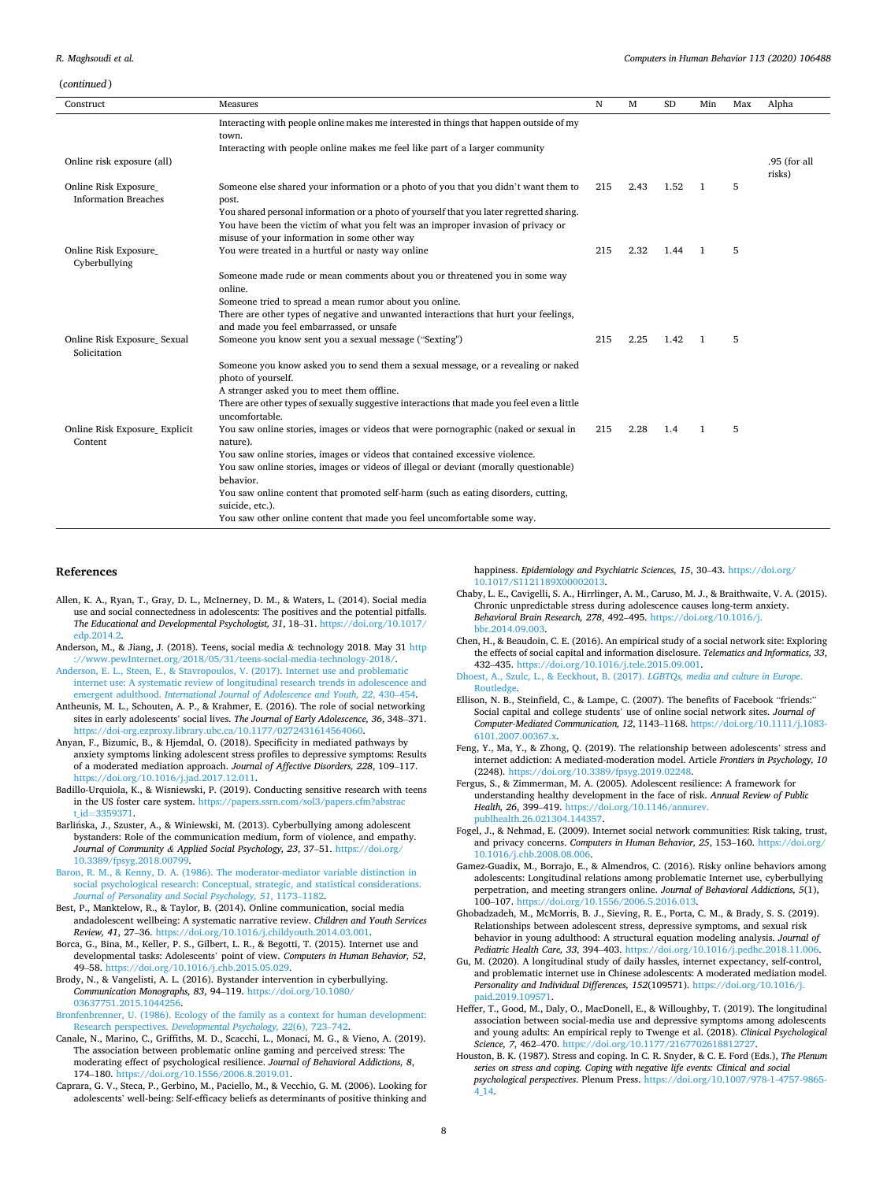(*continued*)

| Construct | Measures | N | M | SD | Min | Max | Alpha |
|---|---|---|---|---|---|---|---|
| | Interacting with people online makes me interested in things that happen outside of my town. | | | | | | |
| | Interacting with people online makes me feel like part of a larger community | | | | | | |
| Online risk exposure (all) | | | | | | | .95 (for all risks) |
| Online Risk Exposure_ Information Breaches | Someone else shared your information or a photo of you that you didn't want them to post. | 215 | 2.43 | 1.52 | 1 | 5 | |
| | You shared personal information or a photo of yourself that you later regretted sharing. | | | | | | |
| | You have been the victim of what you felt was an improper invasion of privacy or misuse of your information in some other way | | | | | | |
| Online Risk Exposure_ Cyberbullying | You were treated in a hurtful or nasty way online | 215 | 2.32 | 1.44 | 1 | 5 | |
| | Someone made rude or mean comments about you or threatened you in some way online. | | | | | | |
| | Someone tried to spread a mean rumor about you online. | | | | | | |
| | There are other types of negative and unwanted interactions that hurt your feelings, and made you feel embarrassed, or unsafe | | | | | | |
| Online Risk Exposure_ Sexual Solicitation | Someone you know sent you a sexual message ("Sexting") | 215 | 2.25 | 1.42 | 1 | 5 | |
| | Someone you know asked you to send them a sexual message, or a revealing or naked photo of yourself. | | | | | | |
| | A stranger asked you to meet them offline. | | | | | | |
| | There are other types of sexually suggestive interactions that made you feel even a little uncomfortable. | | | | | | |
| Online Risk Exposure_ Explicit Content | You saw online stories, images or videos that were pornographic (naked or sexual in nature). | 215 | 2.28 | 1.4 | 1 | 5 | |
| | You saw online stories, images or videos that contained excessive violence. | | | | | | |
| | You saw online stories, images or videos of illegal or deviant (morally questionable) behavior. | | | | | | |
| | You saw online content that promoted self-harm (such as eating disorders, cutting, suicide, etc.). | | | | | | |
| | You saw other online content that made you feel uncomfortable some way. | | | | | | |

## References

Allen, K. A., Ryan, T., Gray, D. L., McInerney, D. M., & Waters, L. (2014). Social media use and social connectedness in adolescents: The positives and the potential pitfalls. *The Educational and Developmental Psychologist, 31*, 18–31. https://doi.org/10.1017/edp.2014.2.

Anderson, M., & Jiang, J. (2018). Teens, social media & technology 2018. May 31 http://www.pewInternet.org/2018/05/31/teens-social-media-technology-2018/.

Anderson, E. L., Steen, E., & Stavropoulos, V. (2017). Internet use and problematic internet use: A systematic review of longitudinal research trends in adolescence and emergent adulthood. *International Journal of Adolescence and Youth, 22*, 430–454.

Antheunis, M. L., Schouten, A. P., & Krahmer, E. (2016). The role of social networking sites in early adolescents' social lives. *The Journal of Early Adolescence, 36*, 348–371. https://doi-org.ezproxy.library.ubc.ca/10.1177/0272431614564060.

Anyan, F., Bizumic, B., & Hjemdal, O. (2018). Specificity in mediated pathways by anxiety symptoms linking adolescent stress profiles to depressive symptoms: Results of a moderated mediation approach. *Journal of Affective Disorders, 228*, 109–117. https://doi.org/10.1016/j.jad.2017.12.011.

Badillo-Urquiola, K., & Wisniewski, P. (2019). Conducting sensitive research with teens in the US foster care system. https://papers.ssrn.com/sol3/papers.cfm?abstract_id=3359371.

Barlińska, J., Szuster, A., & Winiewski, M. (2013). Cyberbullying among adolescent bystanders: Role of the communication medium, form of violence, and empathy. *Journal of Community & Applied Social Psychology, 23*, 37–51. https://doi.org/10.3389/fpsyg.2018.00799.

Baron, R. M., & Kenny, D. A. (1986). The moderator-mediator variable distinction in social psychological research: Conceptual, strategic, and statistical considerations. *Journal of Personality and Social Psychology, 51*, 1173–1182.

Best, P., Manktelow, R., & Taylor, B. (2014). Online communication, social media andadolescent wellbeing: A systematic narrative review. *Children and Youth Services Review, 41*, 27–36. https://doi.org/10.1016/j.childyouth.2014.03.001.

Borca, G., Bina, M., Keller, P. S., Gilbert, L. R., & Begotti, T. (2015). Internet use and developmental tasks: Adolescents' point of view. *Computers in Human Behavior, 52*, 49–58. https://doi.org/10.1016/j.chb.2015.05.029.

Brody, N., & Vangelisti, A. L. (2016). Bystander intervention in cyberbullying. *Communication Monographs, 83*, 94–119. https://doi.org/10.1080/03637751.2015.1044256.

Bronfenbrenner, U. (1986). Ecology of the family as a context for human development: Research perspectives. *Developmental Psychology, 22*(6), 723–742.

Canale, N., Marino, C., Griffiths, M. D., Scacchi, L., Monaci, M. G., & Vieno, A. (2019). The association between problematic online gaming and perceived stress: The moderating effect of psychological resilience. *Journal of Behavioral Addictions, 8*, 174–180. https://doi.org/10.1556/2006.8.2019.01.

Caprara, G. V., Steca, P., Gerbino, M., Paciello, M., & Vecchio, G. M. (2006). Looking for adolescents' well-being: Self-efficacy beliefs as determinants of positive thinking and happiness. *Epidemiology and Psychiatric Sciences, 15*, 30–43. https://doi.org/10.1017/S1121189X00002013.

Chaby, L. E., Cavigelli, S. A., Hirrlinger, A. M., Caruso, M. J., & Braithwaite, V. A. (2015). Chronic unpredictable stress during adolescence causes long-term anxiety. *Behavioral Brain Research, 278*, 492–495. https://doi.org/10.1016/j.bbr.2014.09.003.

Chen, H., & Beaudoin, C. E. (2016). An empirical study of a social network site: Exploring the effects of social capital and information disclosure. *Telematics and Informatics, 33*, 432–435. https://doi.org/10.1016/j.tele.2015.09.001.

Dhoest, A., Szulc, L., & Eeckhout, B. (2017). *LGBTQs, media and culture in Europe*. Routledge.

Ellison, N. B., Steinfield, C., & Lampe, C. (2007). The benefits of Facebook "friends:" Social capital and college students' use of online social network sites. *Journal of Computer-Mediated Communication, 12*, 1143–1168. https://doi.org/10.1111/j.1083-6101.2007.00367.x.

Feng, Y., Ma, Y., & Zhong, Q. (2019). The relationship between adolescents' stress and internet addiction: A mediated-moderation model. Article *Frontiers in Psychology, 10* (2248). https://doi.org/10.3389/fpsyg.2019.02248.

Fergus, S., & Zimmerman, M. A. (2005). Adolescent resilience: A framework for understanding healthy development in the face of risk. *Annual Review of Public Health, 26*, 399–419. https://doi.org/10.1146/annurev.publhealth.26.021304.144357.

Fogel, J., & Nehmad, E. (2009). Internet social network communities: Risk taking, trust, and privacy concerns. *Computers in Human Behavior, 25*, 153–160. https://doi.org/10.1016/j.chb.2008.08.006.

Gamez-Guadix, M., Borrajo, E., & Almendros, C. (2016). Risky online behaviors among adolescents: Longitudinal relations among problematic Internet use, cyberbullying perpetration, and meeting strangers online. *Journal of Behavioral Addictions, 5*(1), 100–107. https://doi.org/10.1556/2006.5.2016.013.

Ghobadzadeh, M., McMorris, B. J., Sieving, R. E., Porta, C. M., & Brady, S. S. (2019). Relationships between adolescent stress, depressive symptoms, and sexual risk behavior in young adulthood: A structural equation modeling analysis. *Journal of Pediatric Health Care, 33*, 394–403. https://doi.org/10.1016/j.pedhc.2018.11.006.

Gu, M. (2020). A longitudinal study of daily hassles, internet expectancy, self-control, and problematic internet use in Chinese adolescents: A moderated mediation model. *Personality and Individual Differences, 152*(109571). https://doi.org/10.1016/j.paid.2019.109571.

Heffer, T., Good, M., Daly, O., MacDonell, E., & Willoughby, T. (2019). The longitudinal association between social-media use and depressive symptoms among adolescents and young adults: An empirical reply to Twenge et al. (2018). *Clinical Psychological Science, 7*, 462–470. https://doi.org/10.1177/2167702618812727.

Houston, B. K. (1987). Stress and coping. In C. R. Snyder, & C. E. Ford (Eds.), *The Plenum series on stress and coping. Coping with negative life events: Clinical and social psychological perspectives*. Plenum Press. https://doi.org/10.1007/978-1-4757-9865-4_14.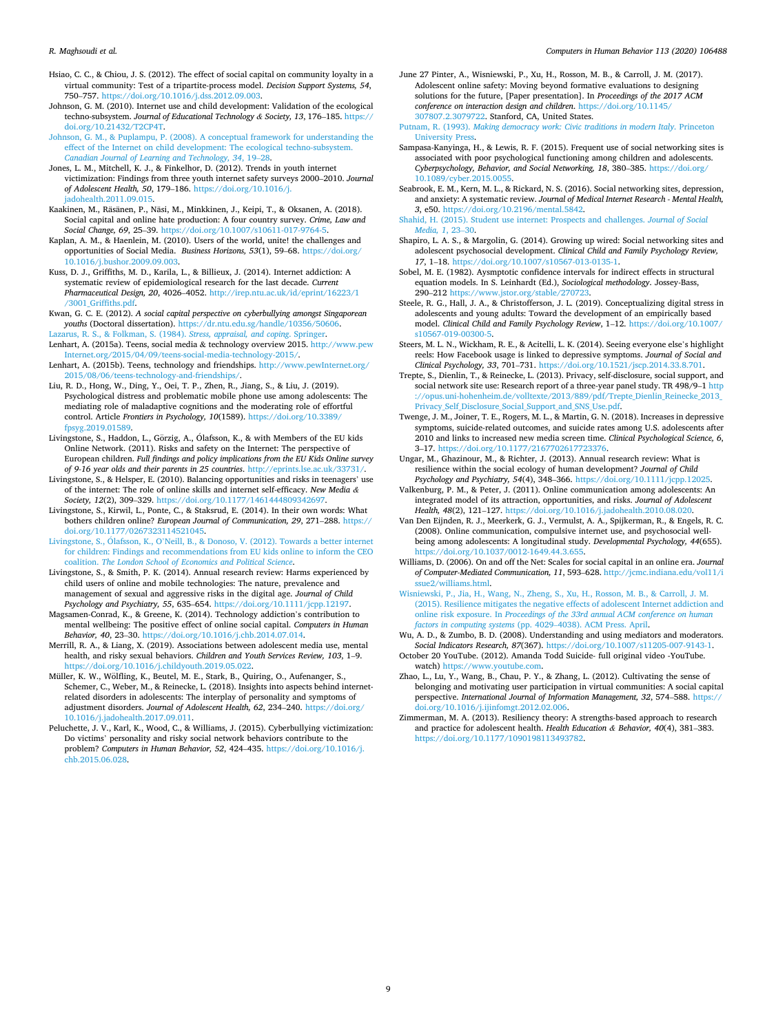Hsiao, C. C., & Chiou, J. S. (2012). The effect of social capital on community loyalty in a virtual community: Test of a tripartite-process model. *Decision Support Systems, 54*, 750–757. https://doi.org/10.1016/j.dss.2012.09.003.

Johnson, G. M. (2010). Internet use and child development: Validation of the ecological techno-subsystem. *Journal of Educational Technology & Society, 13*, 176–185. https://doi.org/10.21432/T2CP4T.

Johnson, G. M., & Puplampu, P. (2008). A conceptual framework for understanding the effect of the Internet on child development: The ecological techno-subsystem. *Canadian Journal of Learning and Technology, 34*, 19–28.

Jones, L. M., Mitchell, K. J., & Finkelhor, D. (2012). Trends in youth internet victimization: Findings from three youth internet safety surveys 2000–2010. *Journal of Adolescent Health, 50*, 179–186. https://doi.org/10.1016/j.jadohealth.2011.09.015.

Kaakinen, M., Räsänen, P., Näsi, M., Minkkinen, J., Keipi, T., & Oksanen, A. (2018). Social capital and online hate production: A four country survey. *Crime, Law and Social Change, 69*, 25–39. https://doi.org/10.1007/s10611-017-9764-5.

Kaplan, A. M., & Haenlein, M. (2010). Users of the world, unite! the challenges and opportunities of Social Media. *Business Horizons, 53*(1), 59–68. https://doi.org/10.1016/j.bushor.2009.09.003.

Kuss, D. J., Griffiths, M. D., Karila, L., & Billieux, J. (2014). Internet addiction: A systematic review of epidemiological research for the last decade. *Current Pharmaceutical Design, 20*, 4026–4052. http://irep.ntu.ac.uk/id/eprint/16223/1/3001_Griffiths.pdf.

Kwan, G. C. E. (2012). *A social capital perspective on cyberbullying amongst Singaporean youths* (Doctoral dissertation). https://dr.ntu.edu.sg/handle/10356/50606.

Lazarus, R. S., & Folkman, S. (1984). *Stress, appraisal, and coping*. Springer.

Lenhart, A. (2015a). Teens, social media & technology overview 2015. http://www.pewInternet.org/2015/04/09/teens-social-media-technology-2015/.

Lenhart, A. (2015b). Teens, technology and friendships. http://www.pewInternet.org/2015/08/06/teens-technology-and-friendships/.

Liu, R. D., Hong, W., Ding, Y., Oei, T. P., Zhen, R., Jiang, S., & Liu, J. (2019). Psychological distress and problematic mobile phone use among adolescents: The mediating role of maladaptive cognitions and the moderating role of effortful control. Article *Frontiers in Psychology, 10*(1589). https://doi.org/10.3389/fpsyg.2019.01589.

Livingstone, S., Haddon, L., Görzig, A., Ólafsson, K., & with Members of the EU kids Online Network. (2011). Risks and safety on the Internet: The perspective of European children. *Full findings and policy implications from the EU Kids Online survey of 9-16 year olds and their parents in 25 countries*. http://eprints.lse.ac.uk/33731/.

Livingstone, S., & Helsper, E. (2010). Balancing opportunities and risks in teenagers' use of the internet: The role of online skills and internet self-efficacy. *New Media & Society, 12*(2), 309–329. https://doi.org/10.1177/1461444809342697.

Livingstone, S., Kirwil, L., Ponte, C., & Staksrud, E. (2014). In their own words: What bothers children online? *European Journal of Communication, 29*, 271–288. https://doi.org/10.1177/0267323114521045.

Livingstone, S., Ólafsson, K., O'Neill, B., & Donoso, V. (2012). Towards a better internet for children: Findings and recommendations from EU kids online to inform the CEO coalition. *The London School of Economics and Political Science*.

Livingstone, S., & Smith, P. K. (2014). Annual research review: Harms experienced by child users of online and mobile technologies: The nature, prevalence and management of sexual and aggressive risks in the digital age. *Journal of Child Psychology and Psychiatry, 55*, 635–654. https://doi.org/10.1111/jcpp.12197.

Magsamen-Conrad, K., & Greene, K. (2014). Technology addiction's contribution to mental wellbeing: The positive effect of online social capital. *Computers in Human Behavior, 40*, 23–30. https://doi.org/10.1016/j.chb.2014.07.014.

Merrill, R. A., & Liang, X. (2019). Associations between adolescent media use, mental health, and risky sexual behaviors. *Children and Youth Services Review, 103*, 1–9. https://doi.org/10.1016/j.childyouth.2019.05.022.

Müller, K. W., Wölfling, K., Beutel, M. E., Stark, B., Quiring, O., Aufenanger, S., Schemer, C., Weber, M., & Reinecke, L. (2018). Insights into aspects behind internet-related disorders in adolescents: The interplay of personality and symptoms of adjustment disorders. *Journal of Adolescent Health, 62*, 234–240. https://doi.org/10.1016/j.jadohealth.2017.09.011.

Peluchette, J. V., Karl, K., Wood, C., & Williams, J. (2015). Cyberbullying victimization: Do victims' personality and risky social network behaviors contribute to the problem? *Computers in Human Behavior, 52*, 424–435. https://doi.org/10.1016/j.chb.2015.06.028.

June 27 Pinter, A., Wisniewski, P., Xu, H., Rosson, M. B., & Carroll, J. M. (2017). Adolescent online safety: Moving beyond formative evaluations to designing solutions for the future, [Paper presentation]. In *Proceedings of the 2017 ACM conference on interaction design and children*. https://doi.org/10.1145/307807.2.3079722. Stanford, CA, United States.

Putnam, R. (1993). *Making democracy work: Civic traditions in modern Italy*. Princeton University Press.

Sampasa-Kanyinga, H., & Lewis, R. F. (2015). Frequent use of social networking sites is associated with poor psychological functioning among children and adolescents. *Cyberpsychology, Behavior, and Social Networking, 18*, 380–385. https://doi.org/10.1089/cyber.2015.0055.

Seabrook, E. M., Kern, M. L., & Rickard, N. S. (2016). Social networking sites, depression, and anxiety: A systematic review. *Journal of Medical Internet Research - Mental Health, 3*, e50. https://doi.org/10.2196/mental.5842.

Shahid, H. (2015). Student use internet: Prospects and challenges. *Journal of Social Media, 1*, 23–30.

Shapiro, L. A. S., & Margolin, G. (2014). Growing up wired: Social networking sites and adolescent psychosocial development. *Clinical Child and Family Psychology Review, 17*, 1–18. https://doi.org/10.1007/s10567-013-0135-1.

Sobel, M. E. (1982). Aysmptotic confidence intervals for indirect effects in structural equation models. In S. Leinhardt (Ed.), *Sociological methodology*. Jossey-Bass, 290–212 https://www.jstor.org/stable/270723.

Steele, R. G., Hall, J. A., & Christofferson, J. L. (2019). Conceptualizing digital stress in adolescents and young adults: Toward the development of an empirically based model. *Clinical Child and Family Psychology Review*, 1–12. https://doi.org/10.1007/s10567-019-00300-5.

Steers, M. L. N., Wickham, R. E., & Acitelli, L. K. (2014). Seeing everyone else's highlight reels: How Facebook usage is linked to depressive symptoms. *Journal of Social and Clinical Psychology, 33*, 701–731. https://doi.org/10.1521/jscp.2014.33.8.701.

Trepte, S., Dienlin, T., & Reinecke, L. (2013). Privacy, self-disclosure, social support, and social network site use: Research report of a three-year panel study. TR 498/9–1 http://opus.uni-hohenheim.de/volltexte/2013/889/pdf/Trepte_Dienlin_Reinecke_2013_Privacy_Self_Disclosure_Social_Support_and_SNS_Use.pdf.

Twenge, J. M., Joiner, T. E., Rogers, M. L., & Martin, G. N. (2018). Increases in depressive symptoms, suicide-related outcomes, and suicide rates among U.S. adolescents after 2010 and links to increased new media screen time. *Clinical Psychological Science, 6*, 3–17. https://doi.org/10.1177/2167702617723376.

Ungar, M., Ghazinour, M., & Richter, J. (2013). Annual research review: What is resilience within the social ecology of human development? *Journal of Child Psychology and Psychiatry, 54*(4), 348–366. https://doi.org/10.1111/jcpp.12025.

Valkenburg, P. M., & Peter, J. (2011). Online communication among adolescents: An integrated model of its attraction, opportunities, and risks. *Journal of Adolescent Health, 48*(2), 121–127. https://doi.org/10.1016/j.jadohealth.2010.08.020.

Van Den Eijnden, R. J., Meerkerk, G. J., Vermulst, A. A., Spijkerman, R., & Engels, R. C. (2008). Online communication, compulsive internet use, and psychosocial well-being among adolescents: A longitudinal study. *Developmental Psychology, 44*(655). https://doi.org/10.1037/0012-1649.44.3.655.

Williams, D. (2006). On and off the Net: Scales for social capital in an online era. *Journal of Computer-Mediated Communication, 11*, 593–628. http://jcmc.indiana.edu/vol11/issue2/williams.html.

Wisniewski, P., Jia, H., Wang, N., Zheng, S., Xu, H., Rosson, M. B., & Carroll, J. M. (2015). Resilience mitigates the negative effects of adolescent Internet addiction and online risk exposure. In *Proceedings of the 33rd annual ACM conference on human factors in computing systems* (pp. 4029–4038). ACM Press. April.

Wu, A. D., & Zumbo, B. D. (2008). Understanding and using mediators and moderators. *Social Indicators Research, 87*(367). https://doi.org/10.1007/s11205-007-9143-1.

October 20 YouTube. (2012). Amanda Todd Suicide- full original video -YouTube. watch) https://www.youtube.com.

Zhao, L., Lu, Y., Wang, B., Chau, P. Y., & Zhang, L. (2012). Cultivating the sense of belonging and motivating user participation in virtual communities: A social capital perspective. *International Journal of Information Management, 32*, 574–588. https://doi.org/10.1016/j.ijinfomgt.2012.02.006.

Zimmerman, M. A. (2013). Resiliency theory: A strengths-based approach to research and practice for adolescent health. *Health Education & Behavior, 40*(4), 381–383. https://doi.org/10.1177/1090198113493782.